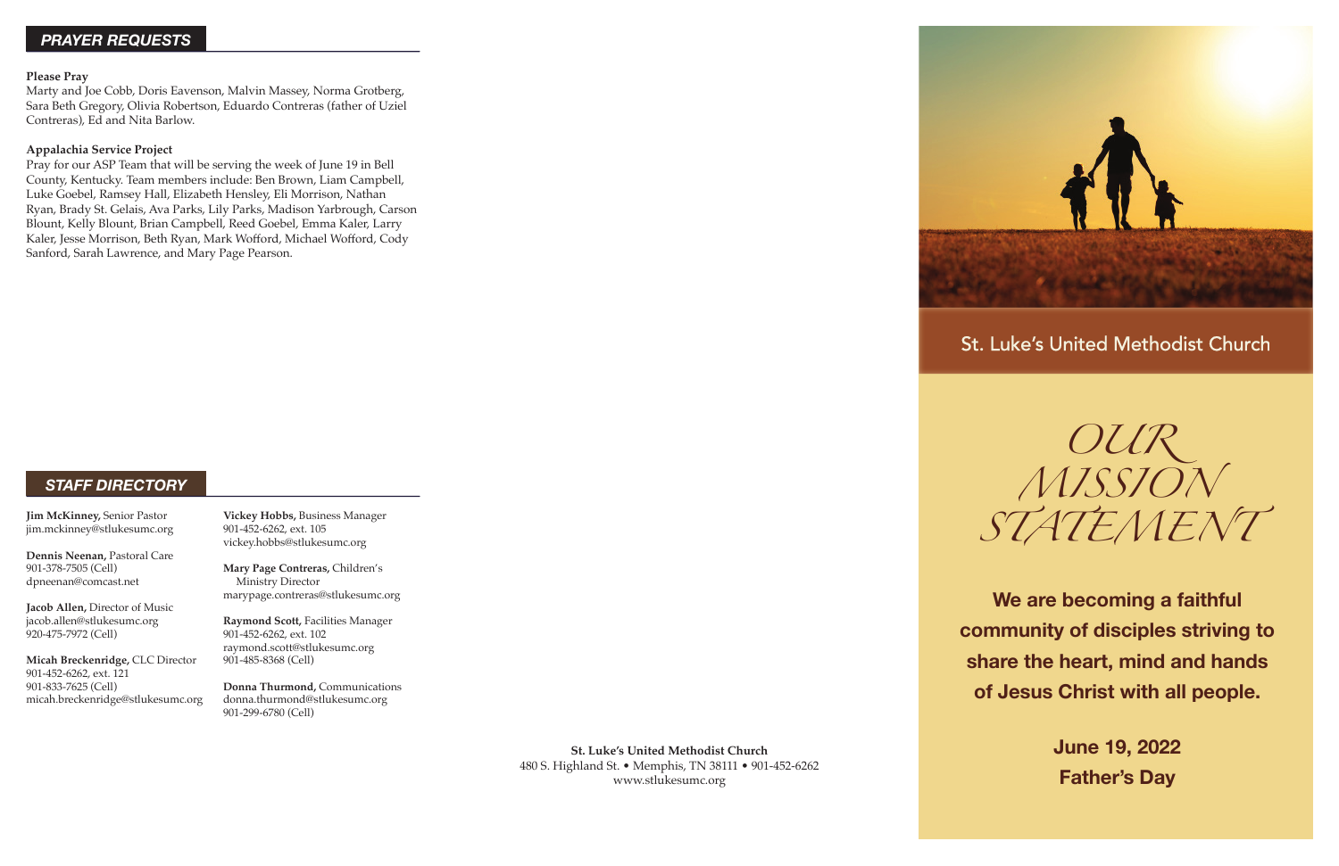## PRAYER REQUESTS

**Please Pray**
Marty and Joe Cobb, Doris Eavenson, Malvin Massey, Norma Grotberg, Sara Beth Gregory, Olivia Robertson, Eduardo Contreras (father of Uziel Contreras), Ed and Nita Barlow.

**Appalachia Service Project**
Pray for our ASP Team that will be serving the week of June 19 in Bell County, Kentucky. Team members include: Ben Brown, Liam Campbell, Luke Goebel, Ramsey Hall, Elizabeth Hensley, Eli Morrison, Nathan Ryan, Brady St. Gelais, Ava Parks, Lily Parks, Madison Yarbrough, Carson Blount, Kelly Blount, Brian Campbell, Reed Goebel, Emma Kaler, Larry Kaler, Jesse Morrison, Beth Ryan, Mark Wofford, Michael Wofford, Cody Sanford, Sarah Lawrence, and Mary Page Pearson.

## STAFF DIRECTORY

**Jim McKinney,** Senior Pastor
jim.mckinney@stlukesumc.org

**Dennis Neenan,** Pastoral Care
901-378-7505 (Cell)
dpneenan@comcast.net

**Jacob Allen,** Director of Music
jacob.allen@stlukesumc.org
920-475-7972 (Cell)

**Micah Breckenridge,** CLC Director
901-452-6262, ext. 121
901-833-7625 (Cell)
micah.breckenridge@stlukesumc.org

**Vickey Hobbs,** Business Manager
901-452-6262, ext. 105
vickey.hobbs@stlukesumc.org

**Mary Page Contreras,** Children's Ministry Director
marypage.contreras@stlukesumc.org

**Raymond Scott,** Facilities Manager
901-452-6262, ext. 102
raymond.scott@stlukesumc.org
901-485-8368 (Cell)

**Donna Thurmond,** Communications
donna.thurmond@stlukesumc.org
901-299-6780 (Cell)

**St. Luke's United Methodist Church**
480 S. Highland St. • Memphis, TN 38111 • 901-452-6262
www.stlukesumc.org

# St. Luke's United Methodist Church

## OUR MISSION STATEMENT

**We are becoming a faithful community of disciples striving to share the heart, mind and hands of Jesus Christ with all people.**

**June 19, 2022**
**Father's Day**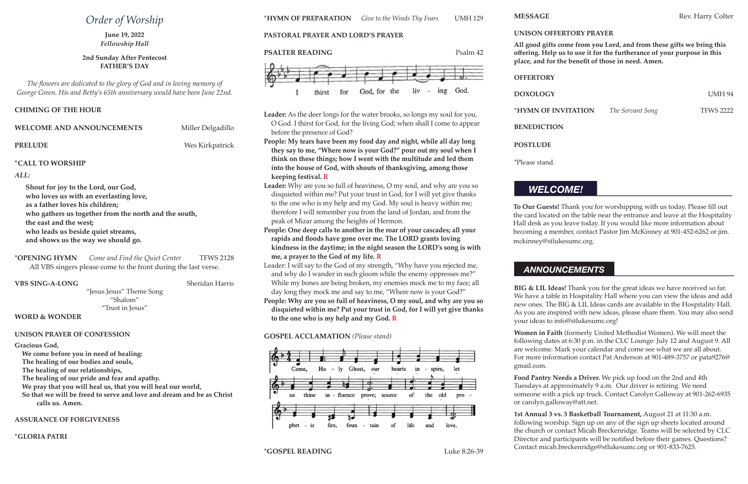# Order of Worship

**June 19, 2022**
*Fellowship Hall*

**2nd Sunday After Pentecost**
**FATHER'S DAY**

*The flowers are dedicated to the glory of God and in loving memory of George Green. His and Betty's 65th anniversary would have been June 22nd.*

**CHIMING OF THE HOUR**

**WELCOME AND ANNOUNCEMENTS** Miller Delgadillo

**PRELUDE** Wes Kirkpatrick

**\*CALL TO WORSHIP**

*ALL:*

**Shout for joy to the Lord, our God,**
**who loves us with an everlasting love,**
**as a father loves his children;**
**who gathers us together from the north and the south,**
**the east and the west;**
**who leads us beside quiet streams,**
**and shows us the way we should go.**

**\*OPENING HYMN** *Come and Find the Quiet Center* TFWS 2128
All VBS singers please come to the front during the last verse.

**VBS SING-A-LONG** Sheridan Harris
"Jesus Jesus" Theme Song
"Shalom"
"Trust in Jesus"

**WORD & WONDER**

**UNISON PRAYER OF CONFESSION**

**Gracious God,**
**We come before you in need of healing:**
**The healing of our bodies and souls,**
**The healing of our relationships,**
**The healing of our pride and fear and apathy.**
**We pray that you will heal us, that you will heal our world,**
**So that we will be freed to serve and love and dream and be as Christ calls us. Amen.**

**ASSURANCE OF FORGIVENESS**

**\*GLORIA PATRI**

**\*HYMN OF PREPARATION** *Give to the Winds Thy Fears* UMH 129

**PASTORAL PRAYER AND LORD'S PRAYER**

**PSALTER READING** Psalm 42

I thirst for God, for the living God.

**Leader:** As the deer longs for the water brooks, so longs my soul for you, O God. I thirst for God, for the living God; when shall I come to appear before the presence of God?

**People: My tears have been my food day and night, while all day long they say to me, "Where now is your God?" pour out my soul when I think on these things; how I went with the multitude and led them into the house of God, with shouts of thanksgiving, among those keeping festival. R**

**Leader:** Why are you so full of heaviness, O my soul, and why are you so disquieted within me? Put your trust in God, for I will yet give thanks to the one who is my help and my God. My soul is heavy within me; therefore I will remember you from the land of Jordan, and from the peak of Mizar among the heights of Hermon.

**People: One deep calls to another in the roar of your cascades; all your rapids and floods have gone over me. The LORD grants loving kindness in the daytime; in the night season the LORD's song is with me, a prayer to the God of my life. R**

Leader: I will say to the God of my strength, "Why have you rejected me, and why do I wander in such gloom while the enemy oppresses me?" While my bones are being broken, my enemies mock me to my face; all day long they mock me and say to me, "Where now is your God?"

**People: Why are you so full of heaviness, O my soul, and why are you so disquieted within me? Put your trust in God, for I will yet give thanks to the one who is my help and my God. R**

**GOSPEL ACCLAMATION** *(Please stand)*

Come, Holy Ghost, our hearts inspire, let us thine influence prove; source of the old prophetic fire, fountain of life and love.

**\*GOSPEL READING** Luke 8:26-39

**MESSAGE** Rev. Harry Colter

**UNISON OFFERTORY PRAYER**

**All good gifts come from you Lord, and from these gifts we bring this offering. Help us to use it for the furtherance of your purpose in this place, and for the benefit of those in need. Amen.**

**OFFERTORY**

**DOXOLOGY** UMH 94

**\*HYMN OF INVITATION** *The Servant Song* TFWS 2222

**BENEDICTION**

**POSTLUDE**

\*Please stand.

## WELCOME!

**To Our Guests!** Thank you for worshipping with us today. Please fill out the card located on the table near the entrance and leave at the Hospitality Hall desk as you leave today. If you would like more information about becoming a member, contact Pastor Jim McKinney at 901-452-6262 or jim.mckinney@stlukesumc.org.

## ANNOUNCEMENTS

**BIG & LIL Ideas!** Thank you for the great ideas we have received so far. We have a table in Hospitality Hall where you can view the ideas and add new ones. The BIG & LIL Ideas cards are available in the Hospitality Hall. As you are inspired with new ideas, please share them. You may also send your ideas to info@stlukesumc.org!

**Women in Faith** (formerly United Methodist Women). We will meet the following dates at 6:30 p.m. in the CLC Lounge: July 12 and August 9. All are welcome. Mark your calendar and come see what we are all about. For more information contact Pat Anderson at 901-489-3757 or pata9276@gmail.com.

**Food Pantry Needs a Driver.** We pick up food on the 2nd and 4th Tuesdays at approximately 9 a.m. Our driver is retiring. We need someone with a pick up truck. Contact Carolyn Galloway at 901-262-6935 or carolyn.galloway@att.net.

**1st Annual 3 vs. 3 Basketball Tournament,** August 21 at 11:30 a.m. following worship. Sign up on any of the sign up sheets located around the church or contact Micah Breckenridge. Teams will be selected by CLC Director and participants will be notified before their games. Questions? Contact micah.breckenridge@stlukesumc.org or 901-833-7625.